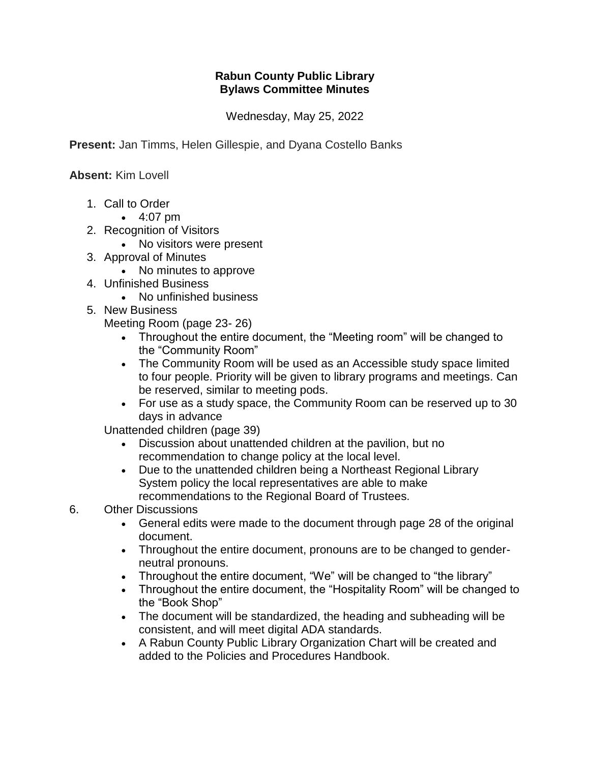# Rabun County Public Library
## Bylaws Committee Minutes

Wednesday, May 25, 2022

**Present:** Jan Timms, Helen Gillespie, and Dyana Costello Banks

**Absent:** Kim Lovell

1. Call to Order
   - 4:07 pm
2. Recognition of Visitors
   - No visitors were present
3. Approval of Minutes
   - No minutes to approve
4. Unfinished Business
   - No unfinished business
5. New Business

   Meeting Room (page 23- 26)
   - Throughout the entire document, the "Meeting room" will be changed to the "Community Room"
   - The Community Room will be used as an Accessible study space limited to four people. Priority will be given to library programs and meetings. Can be reserved, similar to meeting pods.
   - For use as a study space, the Community Room can be reserved up to 30 days in advance

   Unattended children (page 39)
   - Discussion about unattended children at the pavilion, but no recommendation to change policy at the local level.
   - Due to the unattended children being a Northeast Regional Library System policy the local representatives are able to make recommendations to the Regional Board of Trustees.
6. Other Discussions
   - General edits were made to the document through page 28 of the original document.
   - Throughout the entire document, pronouns are to be changed to gender-neutral pronouns.
   - Throughout the entire document, "We" will be changed to "the library"
   - Throughout the entire document, the "Hospitality Room" will be changed to the "Book Shop"
   - The document will be standardized, the heading and subheading will be consistent, and will meet digital ADA standards.
   - A Rabun County Public Library Organization Chart will be created and added to the Policies and Procedures Handbook.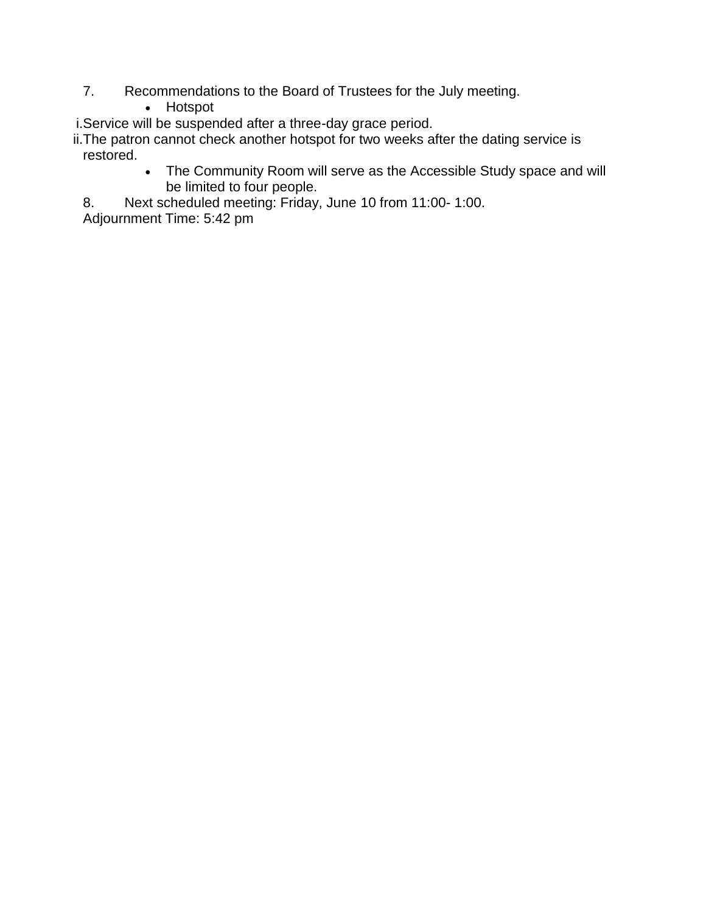7. Recommendations to the Board of Trustees for the July meeting.
   - Hotspot

i. Service will be suspended after a three-day grace period.

ii. The patron cannot check another hotspot for two weeks after the dating service is restored.

   - The Community Room will serve as the Accessible Study space and will be limited to four people.

8. Next scheduled meeting: Friday, June 10 from 11:00- 1:00.

Adjournment Time: 5:42 pm